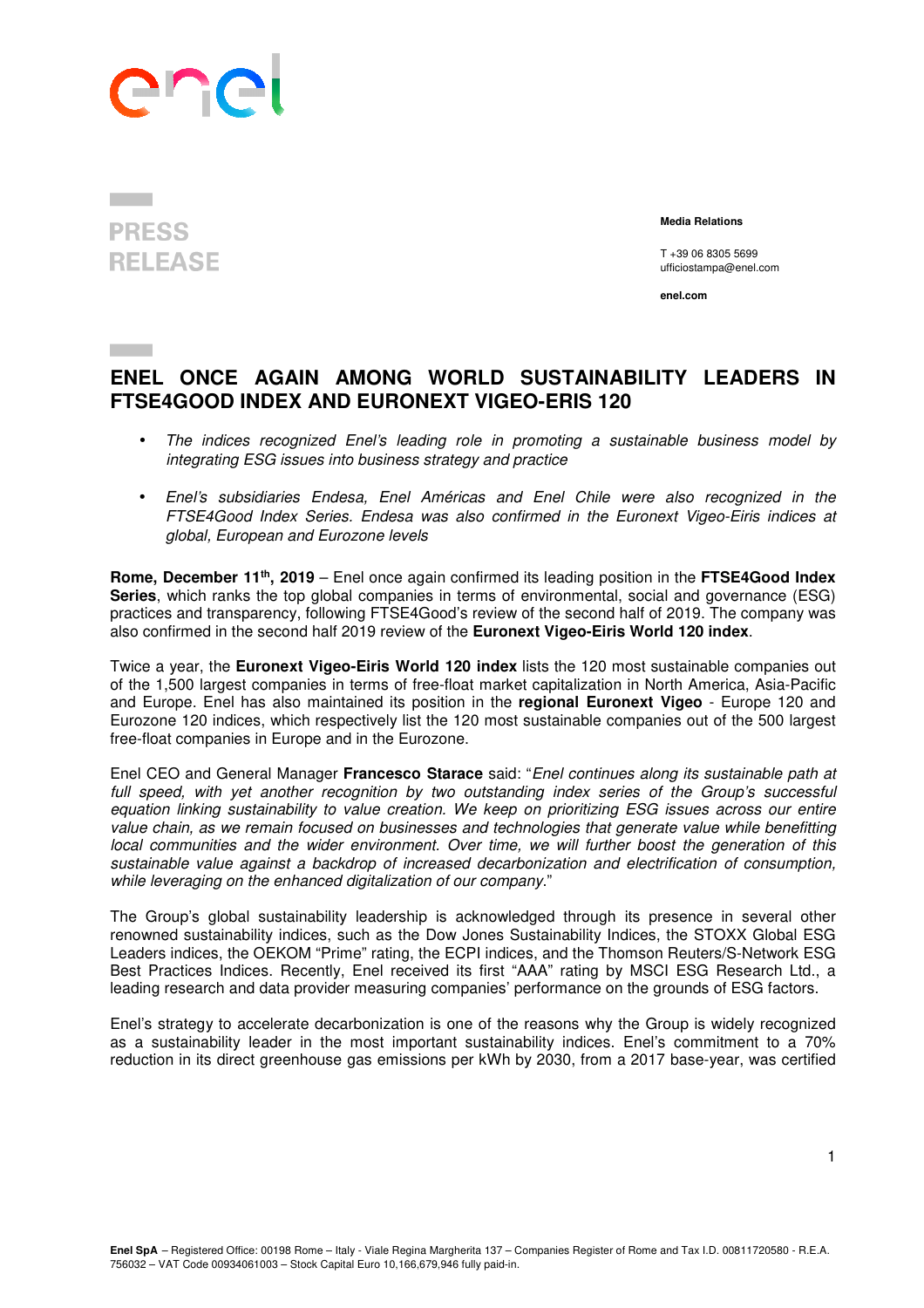PRESS RELEASE

**Media Relations**

T +39 06 8305 5699
ufficiostampa@enel.com

**enel.com**

# ENEL ONCE AGAIN AMONG WORLD SUSTAINABILITY LEADERS IN FTSE4GOOD INDEX AND EURONEXT VIGEO-ERIS 120

- *The indices recognized Enel's leading role in promoting a sustainable business model by integrating ESG issues into business strategy and practice*
- *Enel's subsidiaries Endesa, Enel Américas and Enel Chile were also recognized in the FTSE4Good Index Series. Endesa was also confirmed in the Euronext Vigeo-Eiris indices at global, European and Eurozone levels*

**Rome, December 11th, 2019** – Enel once again confirmed its leading position in the **FTSE4Good Index Series**, which ranks the top global companies in terms of environmental, social and governance (ESG) practices and transparency, following FTSE4Good's review of the second half of 2019. The company was also confirmed in the second half 2019 review of the **Euronext Vigeo-Eiris World 120 index**.

Twice a year, the **Euronext Vigeo-Eiris World 120 index** lists the 120 most sustainable companies out of the 1,500 largest companies in terms of free-float market capitalization in North America, Asia-Pacific and Europe. Enel has also maintained its position in the **regional Euronext Vigeo** - Europe 120 and Eurozone 120 indices, which respectively list the 120 most sustainable companies out of the 500 largest free-float companies in Europe and in the Eurozone.

Enel CEO and General Manager **Francesco Starace** said: "*Enel continues along its sustainable path at full speed, with yet another recognition by two outstanding index series of the Group's successful equation linking sustainability to value creation. We keep on prioritizing ESG issues across our entire value chain, as we remain focused on businesses and technologies that generate value while benefitting local communities and the wider environment. Over time, we will further boost the generation of this sustainable value against a backdrop of increased decarbonization and electrification of consumption, while leveraging on the enhanced digitalization of our company.*"

The Group's global sustainability leadership is acknowledged through its presence in several other renowned sustainability indices, such as the Dow Jones Sustainability Indices, the STOXX Global ESG Leaders indices, the OEKOM "Prime" rating, the ECPI indices, and the Thomson Reuters/S-Network ESG Best Practices Indices. Recently, Enel received its first "AAA" rating by MSCI ESG Research Ltd., a leading research and data provider measuring companies' performance on the grounds of ESG factors.

Enel's strategy to accelerate decarbonization is one of the reasons why the Group is widely recognized as a sustainability leader in the most important sustainability indices. Enel's commitment to a 70% reduction in its direct greenhouse gas emissions per kWh by 2030, from a 2017 base-year, was certified

**Enel SpA** – Registered Office: 00198 Rome – Italy - Viale Regina Margherita 137 – Companies Register of Rome and Tax I.D. 00811720580 - R.E.A. 756032 – VAT Code 00934061003 – Stock Capital Euro 10,166,679,946 fully paid-in.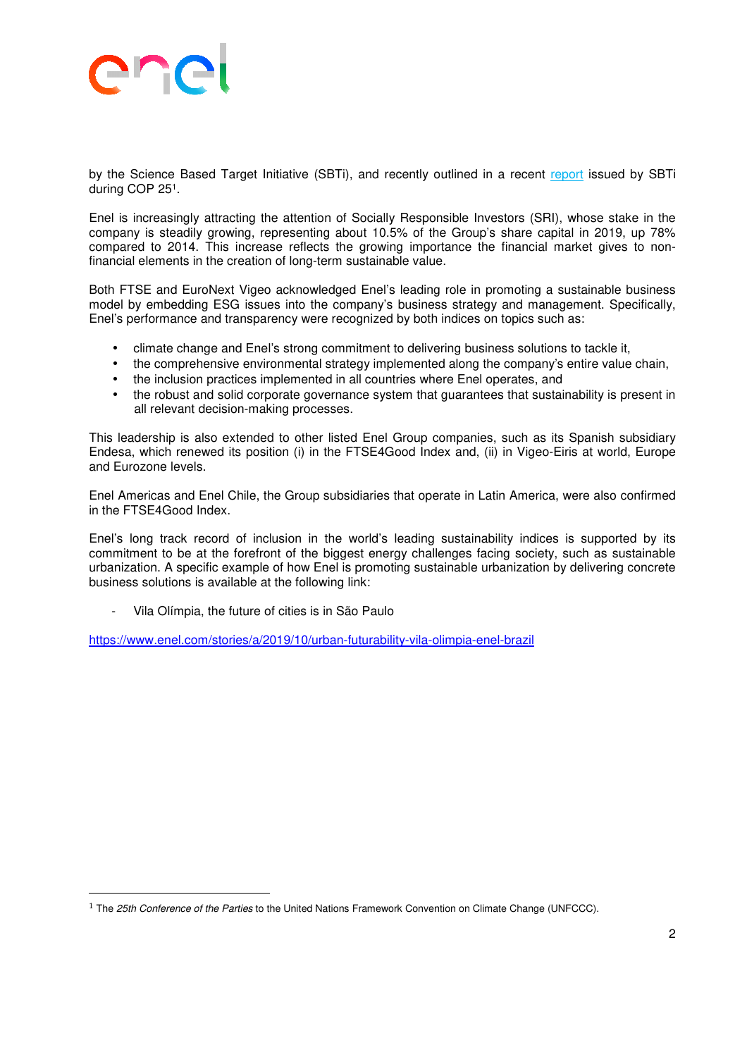by the Science Based Target Initiative (SBTi), and recently outlined in a recent report issued by SBTi during COP 25[1].

Enel is increasingly attracting the attention of Socially Responsible Investors (SRI), whose stake in the company is steadily growing, representing about 10.5% of the Group's share capital in 2019, up 78% compared to 2014. This increase reflects the growing importance the financial market gives to non-financial elements in the creation of long-term sustainable value.

Both FTSE and EuroNext Vigeo acknowledged Enel's leading role in promoting a sustainable business model by embedding ESG issues into the company's business strategy and management. Specifically, Enel's performance and transparency were recognized by both indices on topics such as:

- climate change and Enel's strong commitment to delivering business solutions to tackle it,
- the comprehensive environmental strategy implemented along the company's entire value chain,
- the inclusion practices implemented in all countries where Enel operates, and
- the robust and solid corporate governance system that guarantees that sustainability is present in all relevant decision-making processes.

This leadership is also extended to other listed Enel Group companies, such as its Spanish subsidiary Endesa, which renewed its position (i) in the FTSE4Good Index and, (ii) in Vigeo-Eiris at world, Europe and Eurozone levels.

Enel Americas and Enel Chile, the Group subsidiaries that operate in Latin America, were also confirmed in the FTSE4Good Index.

Enel's long track record of inclusion in the world's leading sustainability indices is supported by its commitment to be at the forefront of the biggest energy challenges facing society, such as sustainable urbanization. A specific example of how Enel is promoting sustainable urbanization by delivering concrete business solutions is available at the following link:

- Vila Olímpia, the future of cities is in São Paulo

https://www.enel.com/stories/a/2019/10/urban-futurability-vila-olimpia-enel-brazil

[1] The *25th Conference of the Parties* to the United Nations Framework Convention on Climate Change (UNFCCC).